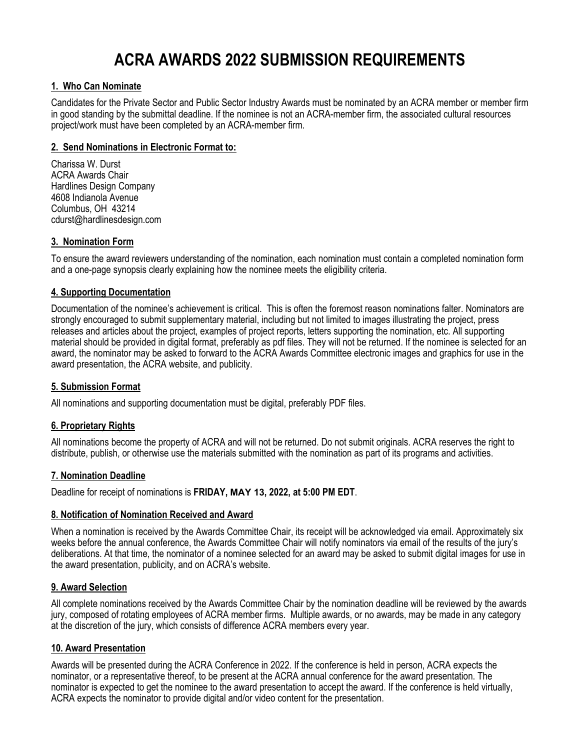# ACRA AWARDS 2022 SUBMISSION REQUIREMENTS

## 1. Who Can Nominate

Candidates for the Private Sector and Public Sector Industry Awards must be nominated by an ACRA member or member firm in good standing by the submittal deadline. If the nominee is not an ACRA-member firm, the associated cultural resources project/work must have been completed by an ACRA-member firm.

## 2. Send Nominations in Electronic Format to:

Charissa W. Durst
ACRA Awards Chair
Hardlines Design Company
4608 Indianola Avenue
Columbus, OH 43214
cdurst@hardlinesdesign.com

## 3. Nomination Form

To ensure the award reviewers understanding of the nomination, each nomination must contain a completed nomination form and a one-page synopsis clearly explaining how the nominee meets the eligibility criteria.

## 4. Supporting Documentation

Documentation of the nominee's achievement is critical. This is often the foremost reason nominations falter. Nominators are strongly encouraged to submit supplementary material, including but not limited to images illustrating the project, press releases and articles about the project, examples of project reports, letters supporting the nomination, etc. All supporting material should be provided in digital format, preferably as pdf files. They will not be returned. If the nominee is selected for an award, the nominator may be asked to forward to the ACRA Awards Committee electronic images and graphics for use in the award presentation, the ACRA website, and publicity.

## 5. Submission Format

All nominations and supporting documentation must be digital, preferably PDF files.

## 6. Proprietary Rights

All nominations become the property of ACRA and will not be returned. Do not submit originals. ACRA reserves the right to distribute, publish, or otherwise use the materials submitted with the nomination as part of its programs and activities.

## 7. Nomination Deadline

Deadline for receipt of nominations is **FRIDAY, MAY 13, 2022, at 5:00 PM EDT**.

## 8. Notification of Nomination Received and Award

When a nomination is received by the Awards Committee Chair, its receipt will be acknowledged via email. Approximately six weeks before the annual conference, the Awards Committee Chair will notify nominators via email of the results of the jury's deliberations. At that time, the nominator of a nominee selected for an award may be asked to submit digital images for use in the award presentation, publicity, and on ACRA's website.

## 9. Award Selection

All complete nominations received by the Awards Committee Chair by the nomination deadline will be reviewed by the awards jury, composed of rotating employees of ACRA member firms. Multiple awards, or no awards, may be made in any category at the discretion of the jury, which consists of difference ACRA members every year.

## 10. Award Presentation

Awards will be presented during the ACRA Conference in 2022. If the conference is held in person, ACRA expects the nominator, or a representative thereof, to be present at the ACRA annual conference for the award presentation. The nominator is expected to get the nominee to the award presentation to accept the award. If the conference is held virtually, ACRA expects the nominator to provide digital and/or video content for the presentation.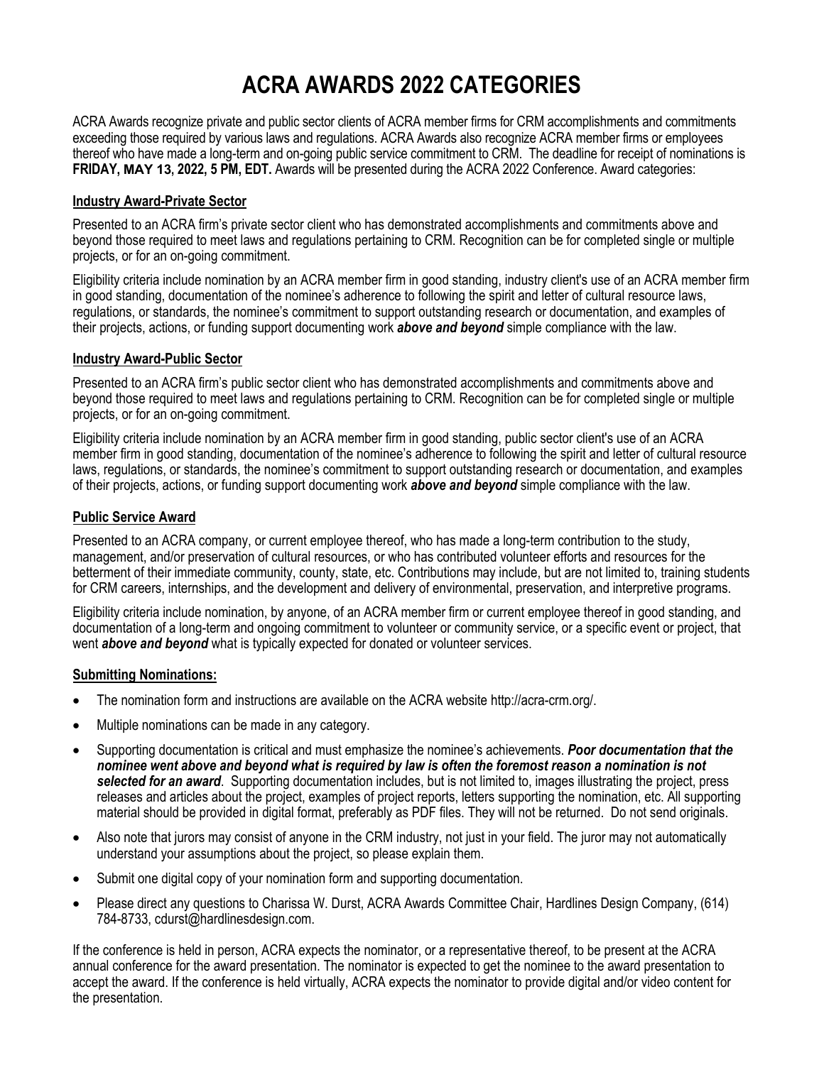# ACRA AWARDS 2022 CATEGORIES

ACRA Awards recognize private and public sector clients of ACRA member firms for CRM accomplishments and commitments exceeding those required by various laws and regulations. ACRA Awards also recognize ACRA member firms or employees thereof who have made a long-term and on-going public service commitment to CRM. The deadline for receipt of nominations is **FRIDAY, MAY 13, 2022, 5 PM, EDT.** Awards will be presented during the ACRA 2022 Conference. Award categories:

## Industry Award-Private Sector

Presented to an ACRA firm's private sector client who has demonstrated accomplishments and commitments above and beyond those required to meet laws and regulations pertaining to CRM. Recognition can be for completed single or multiple projects, or for an on-going commitment.

Eligibility criteria include nomination by an ACRA member firm in good standing, industry client's use of an ACRA member firm in good standing, documentation of the nominee's adherence to following the spirit and letter of cultural resource laws, regulations, or standards, the nominee's commitment to support outstanding research or documentation, and examples of their projects, actions, or funding support documenting work ***above and beyond*** simple compliance with the law.

## Industry Award-Public Sector

Presented to an ACRA firm's public sector client who has demonstrated accomplishments and commitments above and beyond those required to meet laws and regulations pertaining to CRM. Recognition can be for completed single or multiple projects, or for an on-going commitment.

Eligibility criteria include nomination by an ACRA member firm in good standing, public sector client's use of an ACRA member firm in good standing, documentation of the nominee's adherence to following the spirit and letter of cultural resource laws, regulations, or standards, the nominee's commitment to support outstanding research or documentation, and examples of their projects, actions, or funding support documenting work ***above and beyond*** simple compliance with the law.

## Public Service Award

Presented to an ACRA company, or current employee thereof, who has made a long-term contribution to the study, management, and/or preservation of cultural resources, or who has contributed volunteer efforts and resources for the betterment of their immediate community, county, state, etc. Contributions may include, but are not limited to, training students for CRM careers, internships, and the development and delivery of environmental, preservation, and interpretive programs.

Eligibility criteria include nomination, by anyone, of an ACRA member firm or current employee thereof in good standing, and documentation of a long-term and ongoing commitment to volunteer or community service, or a specific event or project, that went ***above and beyond*** what is typically expected for donated or volunteer services.

## Submitting Nominations:

- The nomination form and instructions are available on the ACRA website http://acra-crm.org/.
- Multiple nominations can be made in any category.
- Supporting documentation is critical and must emphasize the nominee's achievements. ***Poor documentation that the nominee went above and beyond what is required by law is often the foremost reason a nomination is not selected for an award***. Supporting documentation includes, but is not limited to, images illustrating the project, press releases and articles about the project, examples of project reports, letters supporting the nomination, etc. All supporting material should be provided in digital format, preferably as PDF files. They will not be returned. Do not send originals.
- Also note that jurors may consist of anyone in the CRM industry, not just in your field. The juror may not automatically understand your assumptions about the project, so please explain them.
- Submit one digital copy of your nomination form and supporting documentation.
- Please direct any questions to Charissa W. Durst, ACRA Awards Committee Chair, Hardlines Design Company, (614) 784-8733, cdurst@hardlinesdesign.com.

If the conference is held in person, ACRA expects the nominator, or a representative thereof, to be present at the ACRA annual conference for the award presentation. The nominator is expected to get the nominee to the award presentation to accept the award. If the conference is held virtually, ACRA expects the nominator to provide digital and/or video content for the presentation.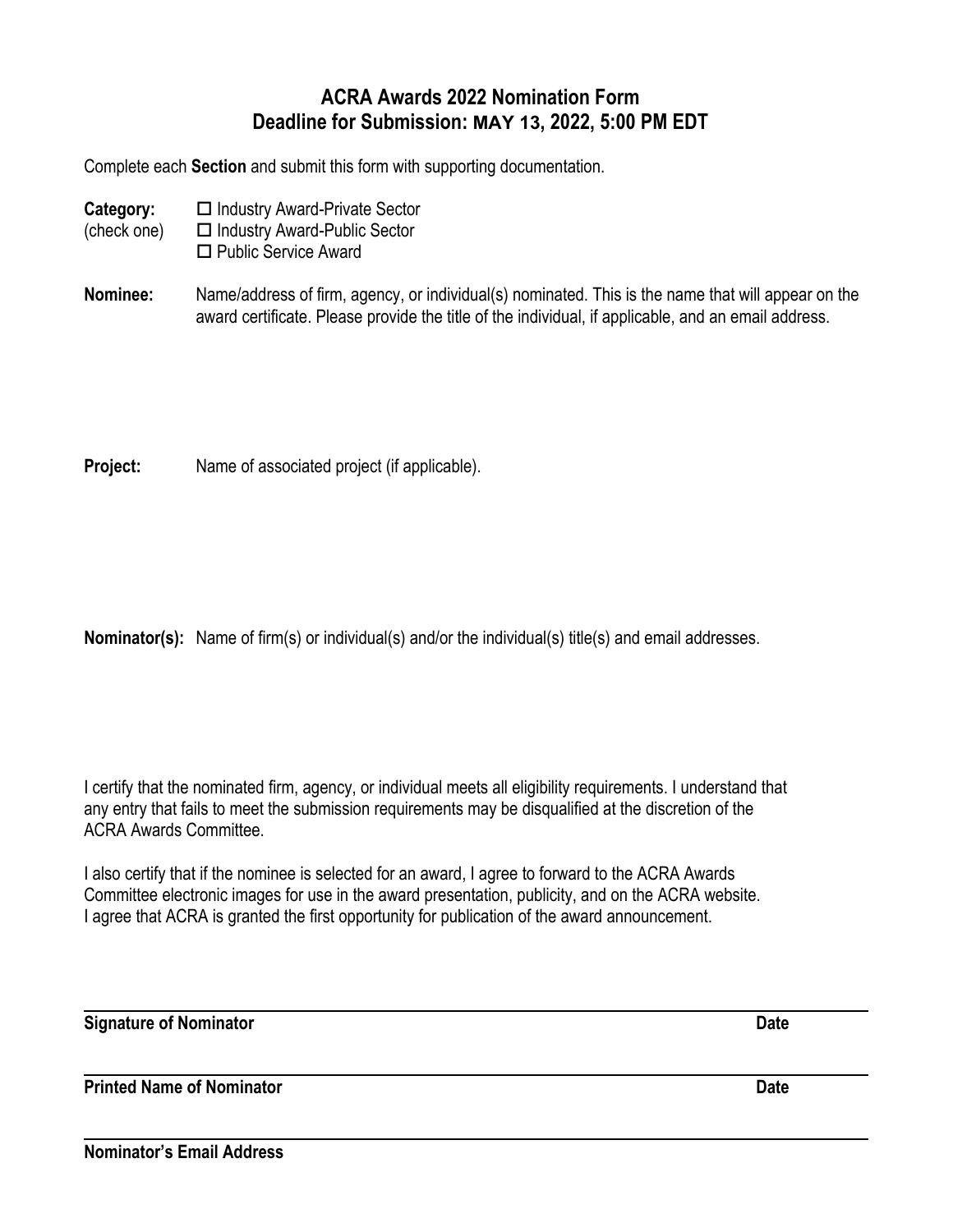## ACRA Awards 2022 Nomination Form
## Deadline for Submission: MAY 13, 2022, 5:00 PM EDT

Complete each **Section** and submit this form with supporting documentation.

**Category:** (check one)
- ☐ Industry Award-Private Sector
- ☐ Industry Award-Public Sector
- ☐ Public Service Award

**Nominee:** Name/address of firm, agency, or individual(s) nominated. This is the name that will appear on the award certificate. Please provide the title of the individual, if applicable, and an email address.

**Project:** Name of associated project (if applicable).

**Nominator(s):** Name of firm(s) or individual(s) and/or the individual(s) title(s) and email addresses.

I certify that the nominated firm, agency, or individual meets all eligibility requirements. I understand that any entry that fails to meet the submission requirements may be disqualified at the discretion of the ACRA Awards Committee.

I also certify that if the nominee is selected for an award, I agree to forward to the ACRA Awards Committee electronic images for use in the award presentation, publicity, and on the ACRA website. I agree that ACRA is granted the first opportunity for publication of the award announcement.

---

**Signature of Nominator** **Date**

---

**Printed Name of Nominator** **Date**

---

**Nominator's Email Address**